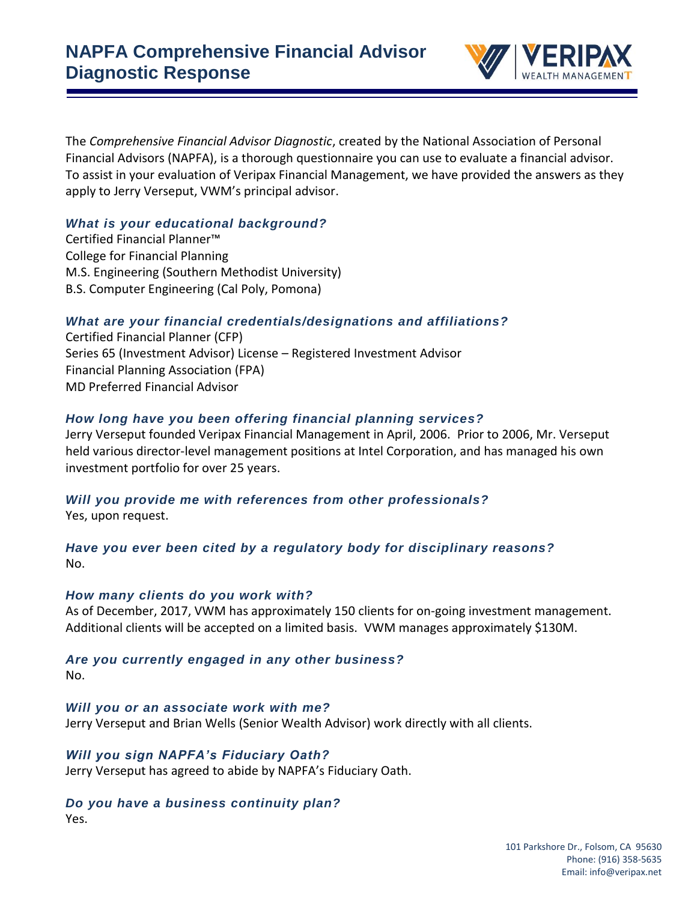# NAPFA Comprehensive Financial Advisor Diagnostic Response

The *Comprehensive Financial Advisor Diagnostic*, created by the National Association of Personal Financial Advisors (NAPFA), is a thorough questionnaire you can use to evaluate a financial advisor. To assist in your evaluation of Veripax Financial Management, we have provided the answers as they apply to Jerry Verseput, VWM's principal advisor.

### *What is your educational background?*

Certified Financial Planner™
College for Financial Planning
M.S. Engineering (Southern Methodist University)
B.S. Computer Engineering (Cal Poly, Pomona)

### *What are your financial credentials/designations and affiliations?*

Certified Financial Planner (CFP)
Series 65 (Investment Advisor) License – Registered Investment Advisor
Financial Planning Association (FPA)
MD Preferred Financial Advisor

### *How long have you been offering financial planning services?*

Jerry Verseput founded Veripax Financial Management in April, 2006. Prior to 2006, Mr. Verseput held various director-level management positions at Intel Corporation, and has managed his own investment portfolio for over 25 years.

### *Will you provide me with references from other professionals?*

Yes, upon request.

### *Have you ever been cited by a regulatory body for disciplinary reasons?*

No.

### *How many clients do you work with?*

As of December, 2017, VWM has approximately 150 clients for on-going investment management. Additional clients will be accepted on a limited basis. VWM manages approximately $130M.

### *Are you currently engaged in any other business?*

No.

### *Will you or an associate work with me?*

Jerry Verseput and Brian Wells (Senior Wealth Advisor) work directly with all clients.

### *Will you sign NAPFA's Fiduciary Oath?*

Jerry Verseput has agreed to abide by NAPFA's Fiduciary Oath.

### *Do you have a business continuity plan?*

Yes.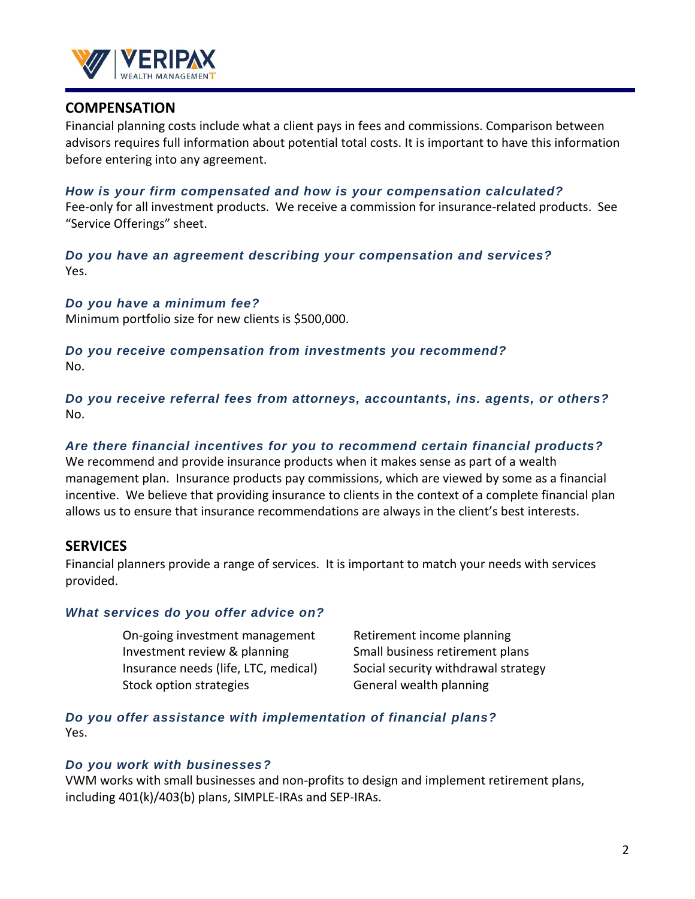## COMPENSATION

Financial planning costs include what a client pays in fees and commissions. Comparison between advisors requires full information about potential total costs. It is important to have this information before entering into any agreement.

### *How is your firm compensated and how is your compensation calculated?*

Fee-only for all investment products. We receive a commission for insurance-related products. See "Service Offerings" sheet.

### *Do you have an agreement describing your compensation and services?*

Yes.

### *Do you have a minimum fee?*

Minimum portfolio size for new clients is $500,000.

### *Do you receive compensation from investments you recommend?*

No.

### *Do you receive referral fees from attorneys, accountants, ins. agents, or others?*

No.

### *Are there financial incentives for you to recommend certain financial products?*

We recommend and provide insurance products when it makes sense as part of a wealth management plan. Insurance products pay commissions, which are viewed by some as a financial incentive. We believe that providing insurance to clients in the context of a complete financial plan allows us to ensure that insurance recommendations are always in the client's best interests.

## SERVICES

Financial planners provide a range of services. It is important to match your needs with services provided.

### *What services do you offer advice on?*

- On-going investment management
- Investment review & planning
- Insurance needs (life, LTC, medical)
- Stock option strategies
- Retirement income planning
- Small business retirement plans
- Social security withdrawal strategy
- General wealth planning

### *Do you offer assistance with implementation of financial plans?*

Yes.

### *Do you work with businesses?*

VWM works with small businesses and non-profits to design and implement retirement plans, including 401(k)/403(b) plans, SIMPLE-IRAs and SEP-IRAs.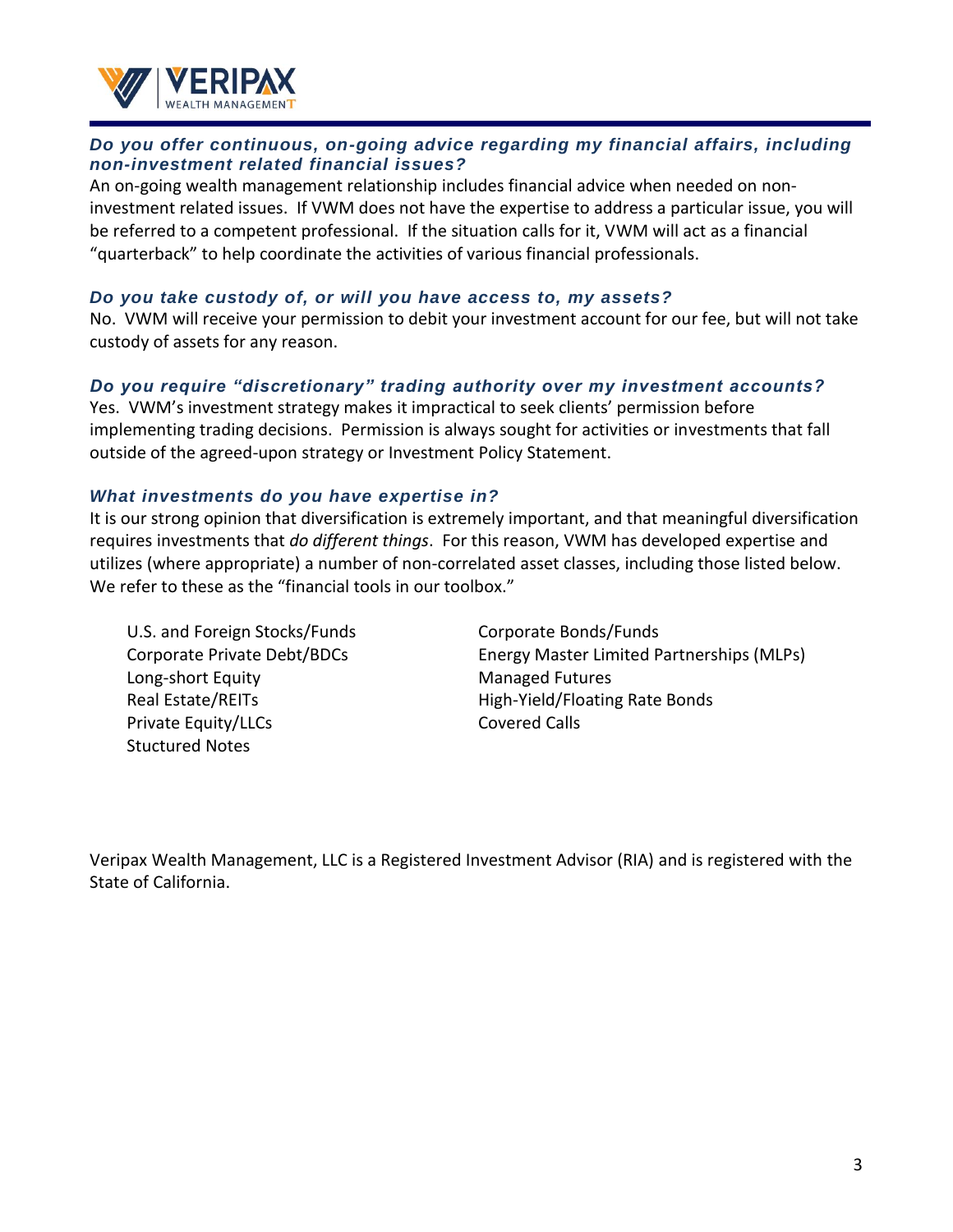### *Do you offer continuous, on-going advice regarding my financial affairs, including non-investment related financial issues?*

An on-going wealth management relationship includes financial advice when needed on non-investment related issues. If VWM does not have the expertise to address a particular issue, you will be referred to a competent professional. If the situation calls for it, VWM will act as a financial "quarterback" to help coordinate the activities of various financial professionals.

### *Do you take custody of, or will you have access to, my assets?*

No. VWM will receive your permission to debit your investment account for our fee, but will not take custody of assets for any reason.

### *Do you require "discretionary" trading authority over my investment accounts?*

Yes. VWM's investment strategy makes it impractical to seek clients' permission before implementing trading decisions. Permission is always sought for activities or investments that fall outside of the agreed-upon strategy or Investment Policy Statement.

### *What investments do you have expertise in?*

It is our strong opinion that diversification is extremely important, and that meaningful diversification requires investments that *do different things*. For this reason, VWM has developed expertise and utilizes (where appropriate) a number of non-correlated asset classes, including those listed below. We refer to these as the "financial tools in our toolbox."

- U.S. and Foreign Stocks/Funds
- Corporate Private Debt/BDCs
- Long-short Equity
- Real Estate/REITs
- Private Equity/LLCs
- Stuctured Notes
- Corporate Bonds/Funds
- Energy Master Limited Partnerships (MLPs)
- Managed Futures
- High-Yield/Floating Rate Bonds
- Covered Calls

Veripax Wealth Management, LLC is a Registered Investment Advisor (RIA) and is registered with the State of California.